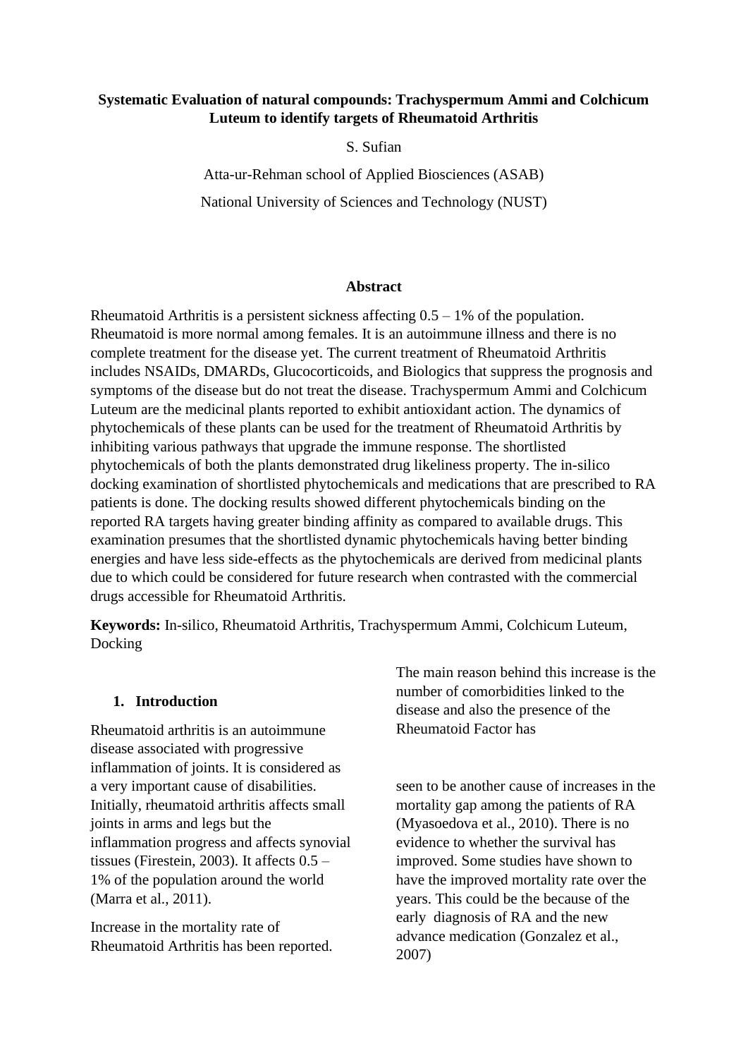**Systematic Evaluation of natural compounds: Trachyspermum Ammi and Colchicum Luteum to identify targets of Rheumatoid Arthritis**

S. Sufian

Atta-ur-Rehman school of Applied Biosciences (ASAB)

National University of Sciences and Technology (NUST)

## Abstract

Rheumatoid Arthritis is a persistent sickness affecting 0.5 – 1% of the population. Rheumatoid is more normal among females. It is an autoimmune illness and there is no complete treatment for the disease yet. The current treatment of Rheumatoid Arthritis includes NSAIDs, DMARDs, Glucocorticoids, and Biologics that suppress the prognosis and symptoms of the disease but do not treat the disease. Trachyspermum Ammi and Colchicum Luteum are the medicinal plants reported to exhibit antioxidant action. The dynamics of phytochemicals of these plants can be used for the treatment of Rheumatoid Arthritis by inhibiting various pathways that upgrade the immune response. The shortlisted phytochemicals of both the plants demonstrated drug likeliness property. The in-silico docking examination of shortlisted phytochemicals and medications that are prescribed to RA patients is done. The docking results showed different phytochemicals binding on the reported RA targets having greater binding affinity as compared to available drugs. This examination presumes that the shortlisted dynamic phytochemicals having better binding energies and have less side-effects as the phytochemicals are derived from medicinal plants due to which could be considered for future research when contrasted with the commercial drugs accessible for Rheumatoid Arthritis.

**Keywords:** In-silico, Rheumatoid Arthritis, Trachyspermum Ammi, Colchicum Luteum, Docking

## 1. Introduction

Rheumatoid arthritis is an autoimmune disease associated with progressive inflammation of joints. It is considered as a very important cause of disabilities. Initially, rheumatoid arthritis affects small joints in arms and legs but the inflammation progress and affects synovial tissues (Firestein, 2003). It affects 0.5 – 1% of the population around the world (Marra et al., 2011).

Increase in the mortality rate of Rheumatoid Arthritis has been reported. The main reason behind this increase is the number of comorbidities linked to the disease and also the presence of the Rheumatoid Factor has seen to be another cause of increases in the mortality gap among the patients of RA (Myasoedova et al., 2010). There is no evidence to whether the survival has improved. Some studies have shown to have the improved mortality rate over the years. This could be the because of the early diagnosis of RA and the new advance medication (Gonzalez et al., 2007)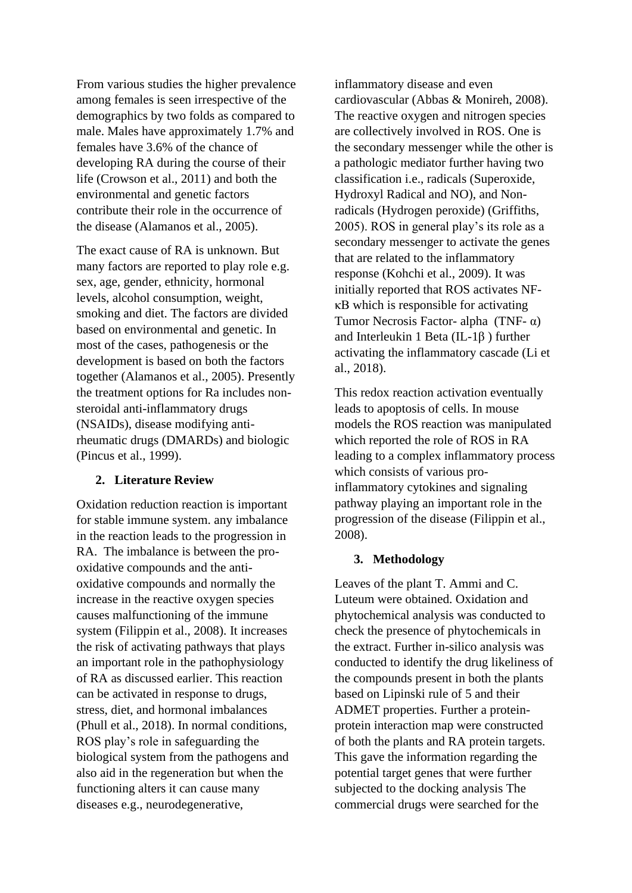From various studies the higher prevalence among females is seen irrespective of the demographics by two folds as compared to male. Males have approximately 1.7% and females have 3.6% of the chance of developing RA during the course of their life (Crowson et al., 2011) and both the environmental and genetic factors contribute their role in the occurrence of the disease (Alamanos et al., 2005).

The exact cause of RA is unknown. But many factors are reported to play role e.g. sex, age, gender, ethnicity, hormonal levels, alcohol consumption, weight, smoking and diet. The factors are divided based on environmental and genetic. In most of the cases, pathogenesis or the development is based on both the factors together (Alamanos et al., 2005). Presently the treatment options for Ra includes non-steroidal anti-inflammatory drugs (NSAIDs), disease modifying anti-rheumatic drugs (DMARDs) and biologic (Pincus et al., 1999).

## 2. Literature Review

Oxidation reduction reaction is important for stable immune system. any imbalance in the reaction leads to the progression in RA. The imbalance is between the pro-oxidative compounds and the anti-oxidative compounds and normally the increase in the reactive oxygen species causes malfunctioning of the immune system (Filippin et al., 2008). It increases the risk of activating pathways that plays an important role in the pathophysiology of RA as discussed earlier. This reaction can be activated in response to drugs, stress, diet, and hormonal imbalances (Phull et al., 2018). In normal conditions, ROS play's role in safeguarding the biological system from the pathogens and also aid in the regeneration but when the functioning alters it can cause many diseases e.g., neurodegenerative, inflammatory disease and even cardiovascular (Abbas & Monireh, 2008). The reactive oxygen and nitrogen species are collectively involved in ROS. One is the secondary messenger while the other is a pathologic mediator further having two classification i.e., radicals (Superoxide, Hydroxyl Radical and NO), and Non-radicals (Hydrogen peroxide) (Griffiths, 2005). ROS in general play's its role as a secondary messenger to activate the genes that are related to the inflammatory response (Kohchi et al., 2009). It was initially reported that ROS activates NF-κB which is responsible for activating Tumor Necrosis Factor- alpha (TNF- α) and Interleukin 1 Beta (IL-1β ) further activating the inflammatory cascade (Li et al., 2018).

This redox reaction activation eventually leads to apoptosis of cells. In mouse models the ROS reaction was manipulated which reported the role of ROS in RA leading to a complex inflammatory process which consists of various pro-inflammatory cytokines and signaling pathway playing an important role in the progression of the disease (Filippin et al., 2008).

## 3. Methodology

Leaves of the plant T. Ammi and C. Luteum were obtained. Oxidation and phytochemical analysis was conducted to check the presence of phytochemicals in the extract. Further in-silico analysis was conducted to identify the drug likeliness of the compounds present in both the plants based on Lipinski rule of 5 and their ADMET properties. Further a protein-protein interaction map were constructed of both the plants and RA protein targets. This gave the information regarding the potential target genes that were further subjected to the docking analysis The commercial drugs were searched for the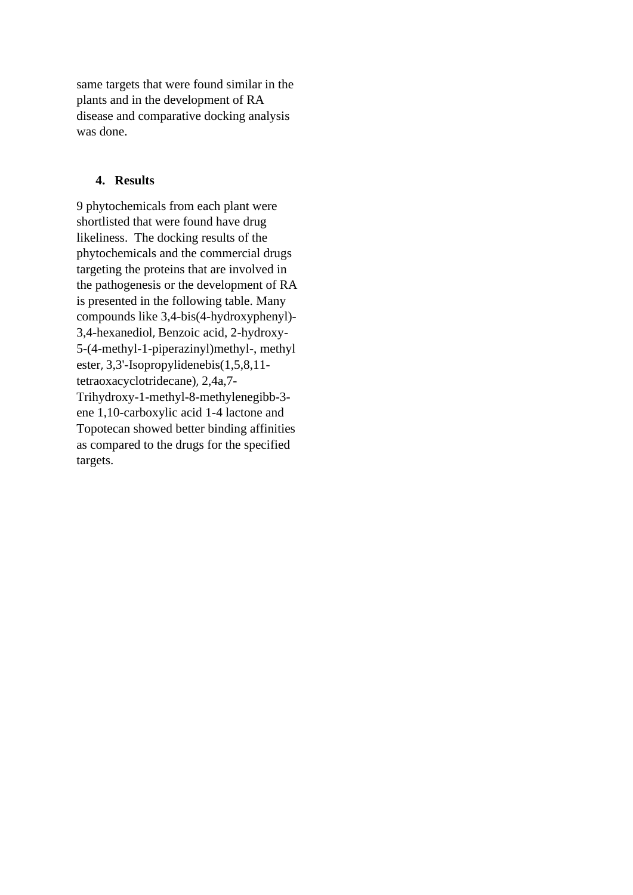same targets that were found similar in the plants and in the development of RA disease and comparative docking analysis was done.

## 4. Results

9 phytochemicals from each plant were shortlisted that were found have drug likeliness. The docking results of the phytochemicals and the commercial drugs targeting the proteins that are involved in the pathogenesis or the development of RA is presented in the following table. Many compounds like 3,4-bis(4-hydroxyphenyl)-3,4-hexanediol, Benzoic acid, 2-hydroxy-5-(4-methyl-1-piperazinyl)methyl-, methyl ester, 3,3'-Isopropylidenebis(1,5,8,11-tetraoxacyclotridecane), 2,4a,7-Trihydroxy-1-methyl-8-methylenegibb-3-ene 1,10-carboxylic acid 1-4 lactone and Topotecan showed better binding affinities as compared to the drugs for the specified targets.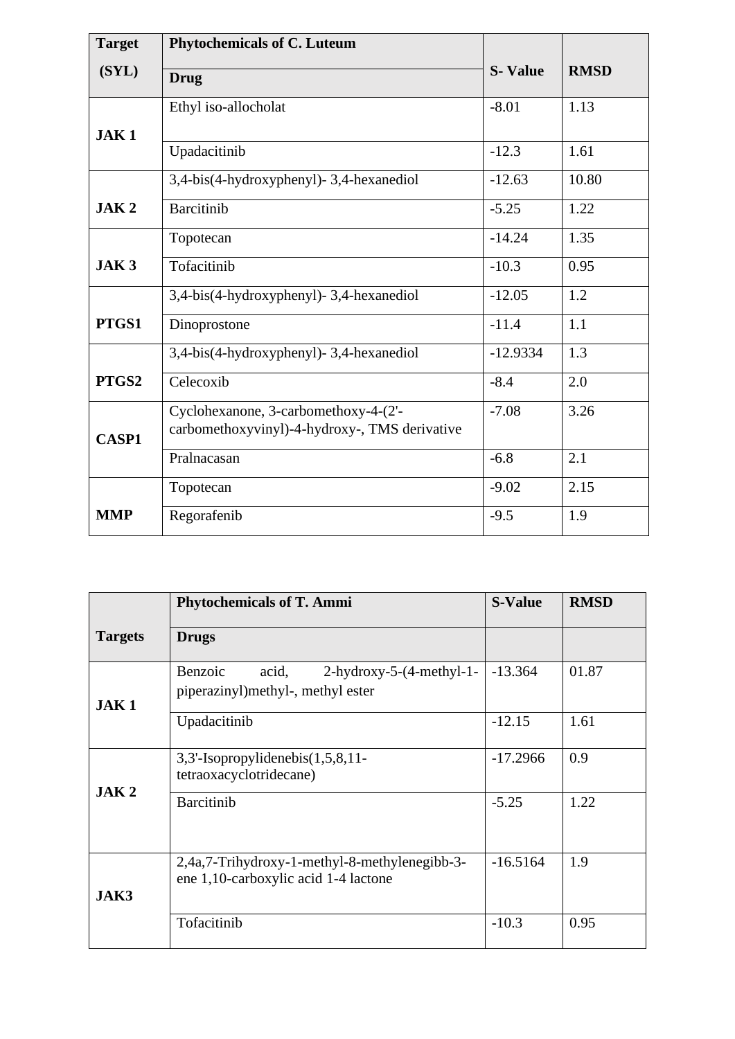| Target (SYL) | Phytochemicals of C. Luteum | S- Value | RMSD |
|---|---|---|---|
| | **Drug** | | |
| **JAK 1** | Ethyl iso-allocholat | -8.01 | 1.13 |
| | Upadacitinib | -12.3 | 1.61 |
| **JAK 2** | 3,4-bis(4-hydroxyphenyl)- 3,4-hexanediol | -12.63 | 10.80 |
| | Barcitinib | -5.25 | 1.22 |
| **JAK 3** | Topotecan | -14.24 | 1.35 |
| | Tofacitinib | -10.3 | 0.95 |
| **PTGS1** | 3,4-bis(4-hydroxyphenyl)- 3,4-hexanediol | -12.05 | 1.2 |
| | Dinoprostone | -11.4 | 1.1 |
| **PTGS2** | 3,4-bis(4-hydroxyphenyl)- 3,4-hexanediol | -12.9334 | 1.3 |
| | Celecoxib | -8.4 | 2.0 |
| **CASP1** | Cyclohexanone, 3-carbomethoxy-4-(2'-carbomethoxyvinyl)-4-hydroxy-, TMS derivative | -7.08 | 3.26 |
| | Pralnacasan | -6.8 | 2.1 |
| **MMP** | Topotecan | -9.02 | 2.15 |
| | Regorafenib | -9.5 | 1.9 |

| Targets | Phytochemicals of T. Ammi | S-Value | RMSD |
|---|---|---|---|
| | **Drugs** | | |
| **JAK 1** | Benzoic acid, 2-hydroxy-5-(4-methyl-1-piperazinyl)methyl-, methyl ester | -13.364 | 01.87 |
| | Upadacitinib | -12.15 | 1.61 |
| **JAK 2** | 3,3'-Isopropylidenebis(1,5,8,11-tetraoxacyclotridecane) | -17.2966 | 0.9 |
| | Barcitinib | -5.25 | 1.22 |
| **JAK3** | 2,4a,7-Trihydroxy-1-methyl-8-methylenegibb-3-ene 1,10-carboxylic acid 1-4 lactone | -16.5164 | 1.9 |
| | Tofacitinib | -10.3 | 0.95 |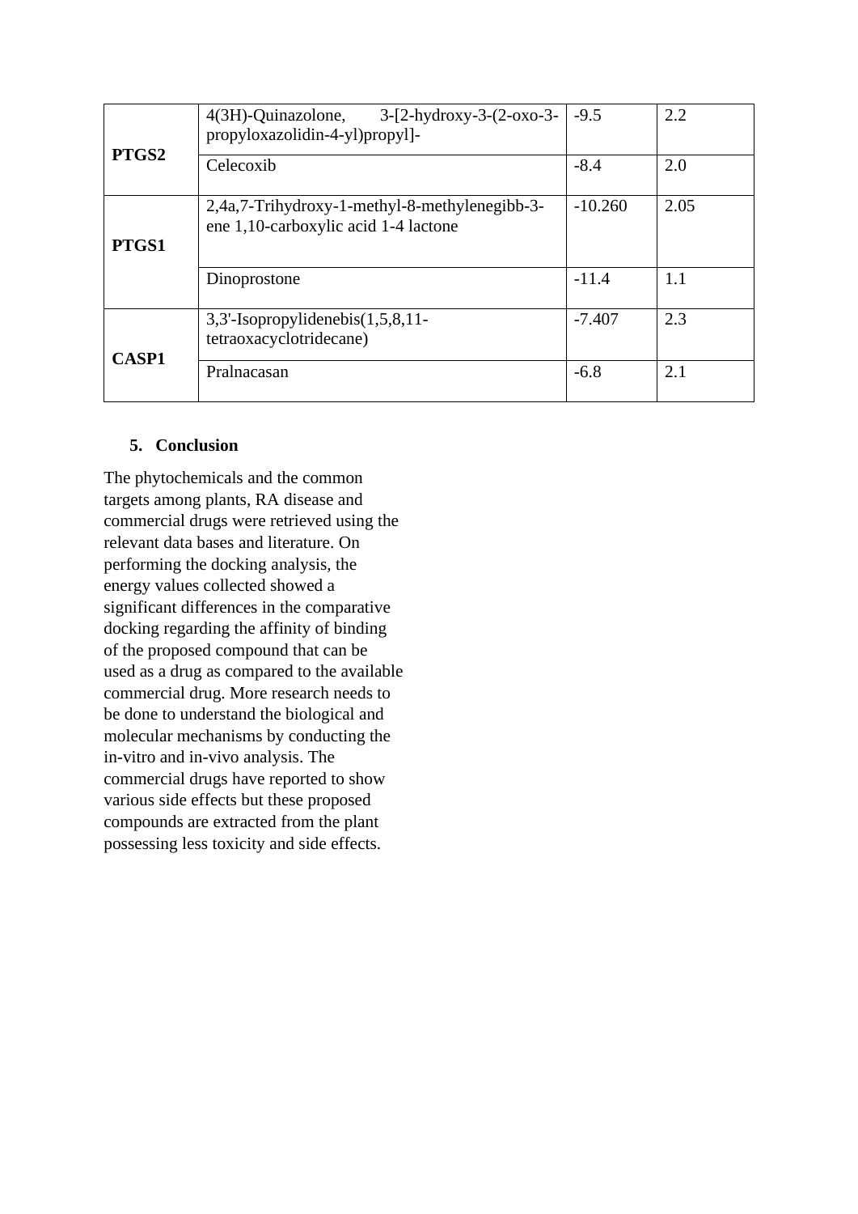| | | | |
|---|---|---|---|
| **PTGS2** | 4(3H)-Quinazolone, 3-[2-hydroxy-3-(2-oxo-3-propyloxazolidin-4-yl)propyl]- | -9.5 | 2.2 |
| | Celecoxib | -8.4 | 2.0 |
| **PTGS1** | 2,4a,7-Trihydroxy-1-methyl-8-methylenegibb-3-ene 1,10-carboxylic acid 1-4 lactone | -10.260 | 2.05 |
| | Dinoprostone | -11.4 | 1.1 |
| **CASP1** | 3,3'-Isopropylidenebis(1,5,8,11-tetraoxacyclotridecane) | -7.407 | 2.3 |
| | Pralnacasan | -6.8 | 2.1 |

## 5. Conclusion

The phytochemicals and the common targets among plants, RA disease and commercial drugs were retrieved using the relevant data bases and literature. On performing the docking analysis, the energy values collected showed a significant differences in the comparative docking regarding the affinity of binding of the proposed compound that can be used as a drug as compared to the available commercial drug. More research needs to be done to understand the biological and molecular mechanisms by conducting the in-vitro and in-vivo analysis. The commercial drugs have reported to show various side effects but these proposed compounds are extracted from the plant possessing less toxicity and side effects.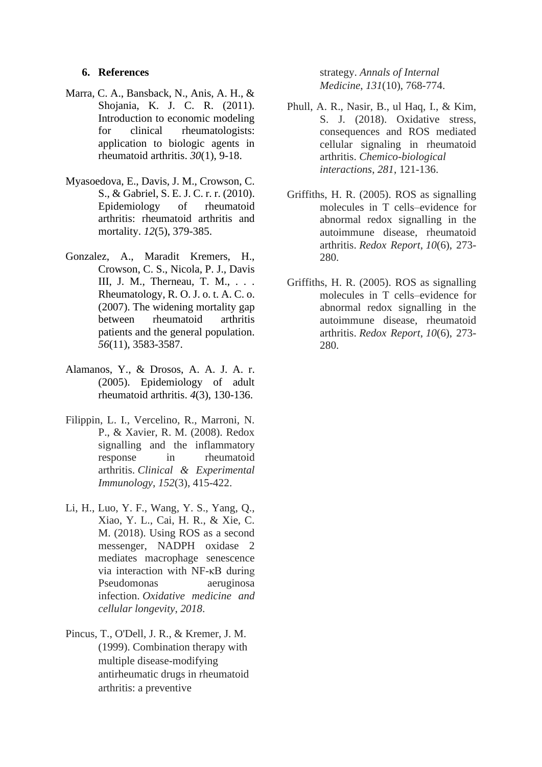## 6. References

Marra, C. A., Bansback, N., Anis, A. H., & Shojania, K. J. C. R. (2011). Introduction to economic modeling for clinical rheumatologists: application to biologic agents in rheumatoid arthritis. *30*(1), 9-18.

Myasoedova, E., Davis, J. M., Crowson, C. S., & Gabriel, S. E. J. C. r. r. (2010). Epidemiology of rheumatoid arthritis: rheumatoid arthritis and mortality. *12*(5), 379-385.

Gonzalez, A., Maradit Kremers, H., Crowson, C. S., Nicola, P. J., Davis III, J. M., Therneau, T. M., . . . Rheumatology, R. O. J. o. t. A. C. o. (2007). The widening mortality gap between rheumatoid arthritis patients and the general population. *56*(11), 3583-3587.

Alamanos, Y., & Drosos, A. A. J. A. r. (2005). Epidemiology of adult rheumatoid arthritis. *4*(3), 130-136.

Filippin, L. I., Vercelino, R., Marroni, N. P., & Xavier, R. M. (2008). Redox signalling and the inflammatory response in rheumatoid arthritis. *Clinical & Experimental Immunology*, *152*(3), 415-422.

Li, H., Luo, Y. F., Wang, Y. S., Yang, Q., Xiao, Y. L., Cai, H. R., & Xie, C. M. (2018). Using ROS as a second messenger, NADPH oxidase 2 mediates macrophage senescence via interaction with NF-κB during Pseudomonas aeruginosa infection. *Oxidative medicine and cellular longevity*, *2018*.

Pincus, T., O'Dell, J. R., & Kremer, J. M. (1999). Combination therapy with multiple disease-modifying antirheumatic drugs in rheumatoid arthritis: a preventive strategy. *Annals of Internal Medicine*, *131*(10), 768-774.

Phull, A. R., Nasir, B., ul Haq, I., & Kim, S. J. (2018). Oxidative stress, consequences and ROS mediated cellular signaling in rheumatoid arthritis. *Chemico-biological interactions*, *281*, 121-136.

Griffiths, H. R. (2005). ROS as signalling molecules in T cells–evidence for abnormal redox signalling in the autoimmune disease, rheumatoid arthritis. *Redox Report*, *10*(6), 273-280.

Griffiths, H. R. (2005). ROS as signalling molecules in T cells–evidence for abnormal redox signalling in the autoimmune disease, rheumatoid arthritis. *Redox Report*, *10*(6), 273-280.